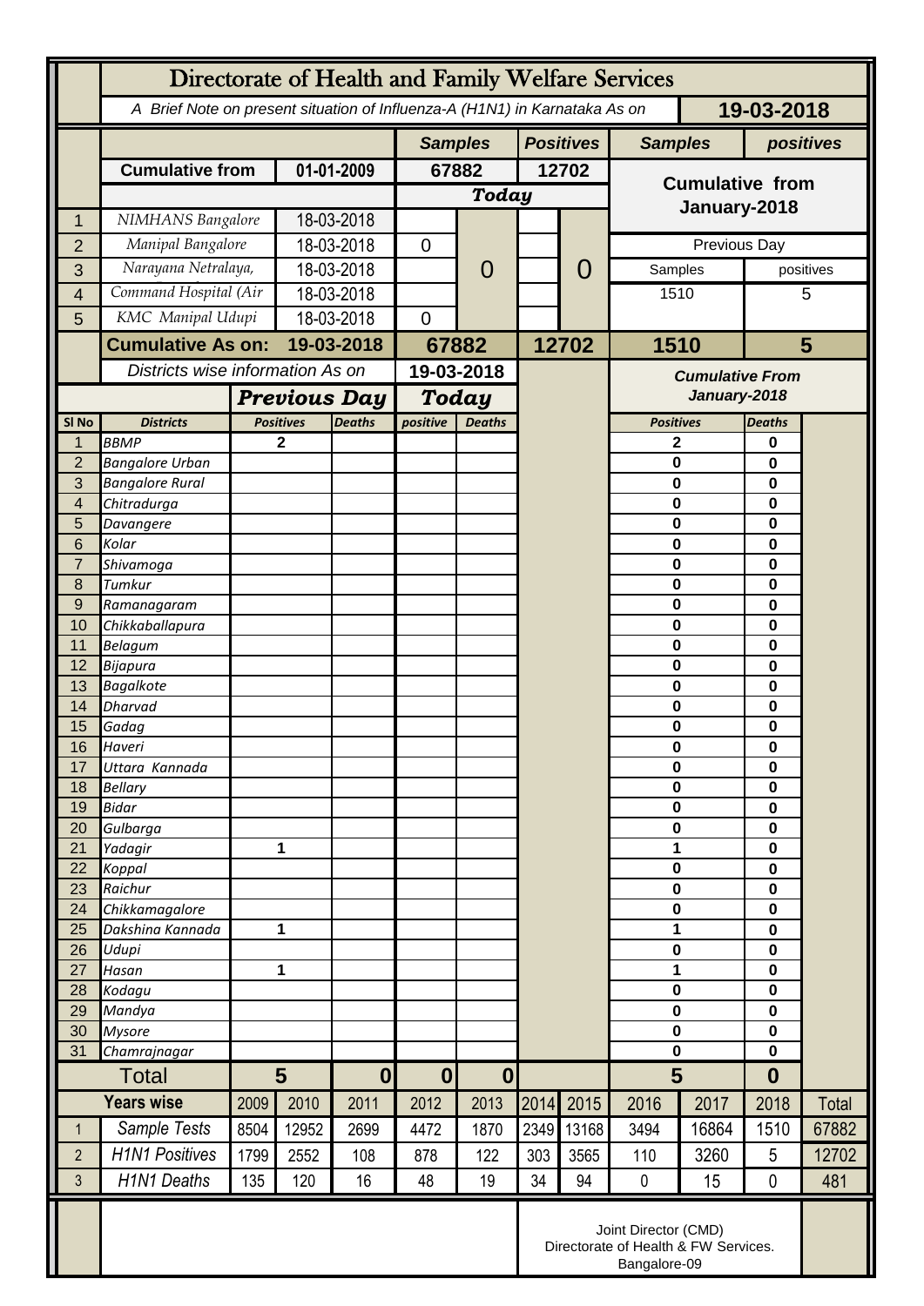# Directorate of Health and Family Welfare Services

*A Brief Note on present situation of Influenza-A (H1N1) in Karnataka As on* **19-03-2018**

| | | | Samples | | Positives | | Samples | positives |
|---|---|---|---|---|---|---|---|---|
| | **Cumulative from** | **01-01-2009** | **67882** | | **12702** | | **Cumulative from January-2018** | |
| | | | ***Today*** | | | | | |
| 1 | *NIMHANS Bangalore* | 18-03-2018 | | 0 | | 0 | | |
| 2 | *Manipal Bangalore* | 18-03-2018 | 0 | | | | Previous Day | |
| 3 | *Narayana Netralaya,* | 18-03-2018 | | | | | Samples | positives |
| 4 | *Command Hospital (Air* | 18-03-2018 | | | | | 1510 | 5 |
| 5 | *KMC Manipal Udupi* | 18-03-2018 | 0 | | | | | |
| | **Cumulative As on:** | **19-03-2018** | **67882** | | **12702** | | **1510** | **5** |

| | *Districts wise information As on* | | | 19-03-2018 | | *Cumulative From January-2018* | |
|---|---|---|---|---|---|---|---|
| | | ***Previous Day*** | | ***Today*** | | | |
| **Sl No** | **Districts** | **Positives** | **Deaths** | **positive** | **Deaths** | **Positives** | **Deaths** |
| 1 | *BBMP* | **2** | | | | **2** | **0** |
| 2 | *Bangalore Urban* | | | | | **0** | **0** |
| 3 | *Bangalore Rural* | | | | | **0** | **0** |
| 4 | *Chitradurga* | | | | | **0** | **0** |
| 5 | *Davangere* | | | | | **0** | **0** |
| 6 | *Kolar* | | | | | **0** | **0** |
| 7 | *Shivamoga* | | | | | **0** | **0** |
| 8 | *Tumkur* | | | | | **0** | **0** |
| 9 | *Ramanagaram* | | | | | **0** | **0** |
| 10 | *Chikkaballapura* | | | | | **0** | **0** |
| 11 | *Belagum* | | | | | **0** | **0** |
| 12 | *Bijapura* | | | | | **0** | **0** |
| 13 | *Bagalkote* | | | | | **0** | **0** |
| 14 | *Dharvad* | | | | | **0** | **0** |
| 15 | *Gadag* | | | | | **0** | **0** |
| 16 | *Haveri* | | | | | **0** | **0** |
| 17 | *Uttara Kannada* | | | | | **0** | **0** |
| 18 | *Bellary* | | | | | **0** | **0** |
| 19 | *Bidar* | | | | | **0** | **0** |
| 20 | *Gulbarga* | | | | | **0** | **0** |
| 21 | *Yadagir* | **1** | | | | **1** | **0** |
| 22 | *Koppal* | | | | | **0** | **0** |
| 23 | *Raichur* | | | | | **0** | **0** |
| 24 | *Chikkamagalore* | | | | | **0** | **0** |
| 25 | *Dakshina Kannada* | **1** | | | | **1** | **0** |
| 26 | *Udupi* | | | | | **0** | **0** |
| 27 | *Hasan* | **1** | | | | **1** | **0** |
| 28 | *Kodagu* | | | | | **0** | **0** |
| 29 | *Mandya* | | | | | **0** | **0** |
| 30 | *Mysore* | | | | | **0** | **0** |
| 31 | *Chamrajnagar* | | | | | **0** | **0** |
| | **Total** | **5** | **0** | **0** | **0** | **5** | **0** |

| | **Years wise** | 2009 | 2010 | 2011 | 2012 | 2013 | 2014 | 2015 | 2016 | 2017 | 2018 | Total |
|---|---|---|---|---|---|---|---|---|---|---|---|---|
| 1 | *Sample Tests* | 8504 | 12952 | 2699 | 4472 | 1870 | 2349 | 13168 | 3494 | 16864 | 1510 | 67882 |
| 2 | *H1N1 Positives* | 1799 | 2552 | 108 | 878 | 122 | 303 | 3565 | 110 | 3260 | 5 | 12702 |
| 3 | *H1N1 Deaths* | 135 | 120 | 16 | 48 | 19 | 34 | 94 | 0 | 15 | 0 | 481 |

Joint Director (CMD)
Directorate of Health & FW Services.
Bangalore-09